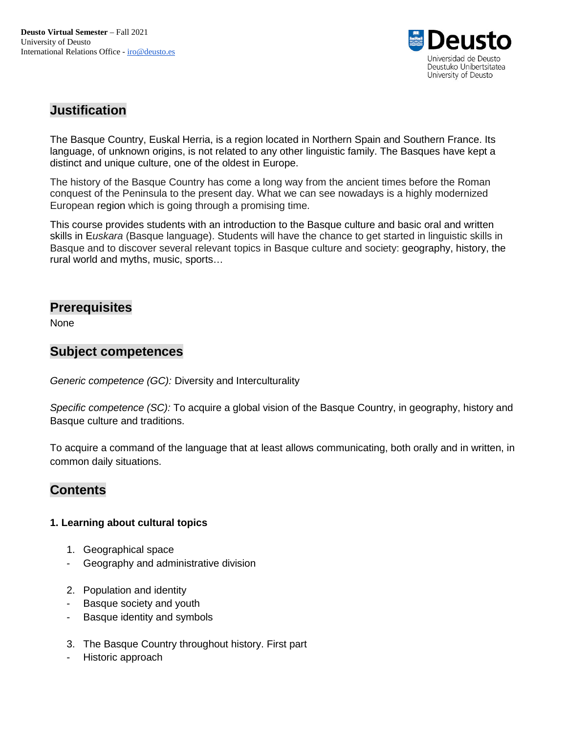**Deusto Virtual Semester** – Fall 2021
University of Deusto
International Relations Office - iro@deusto.es

Deusto
Universidad de Deusto
Deustuko Unibertsitatea
University of Deusto

## Justification

The Basque Country, Euskal Herria, is a region located in Northern Spain and Southern France. Its language, of unknown origins, is not related to any other linguistic family. The Basques have kept a distinct and unique culture, one of the oldest in Europe.

The history of the Basque Country has come a long way from the ancient times before the Roman conquest of the Peninsula to the present day. What we can see nowadays is a highly modernized European region which is going through a promising time.

This course provides students with an introduction to the Basque culture and basic oral and written skills in E*uskara* (Basque language). Students will have the chance to get started in linguistic skills in Basque and to discover several relevant topics in Basque culture and society: geography, history, the rural world and myths, music, sports…

## Prerequisites

None

## Subject competences

*Generic competence (GC):* Diversity and Interculturality

*Specific competence (SC):* To acquire a global vision of the Basque Country, in geography, history and Basque culture and traditions.

To acquire a command of the language that at least allows communicating, both orally and in written, in common daily situations.

## Contents

**1. Learning about cultural topics**

1. Geographical space
- Geography and administrative division

2. Population and identity
- Basque society and youth
- Basque identity and symbols

3. The Basque Country throughout history. First part
- Historic approach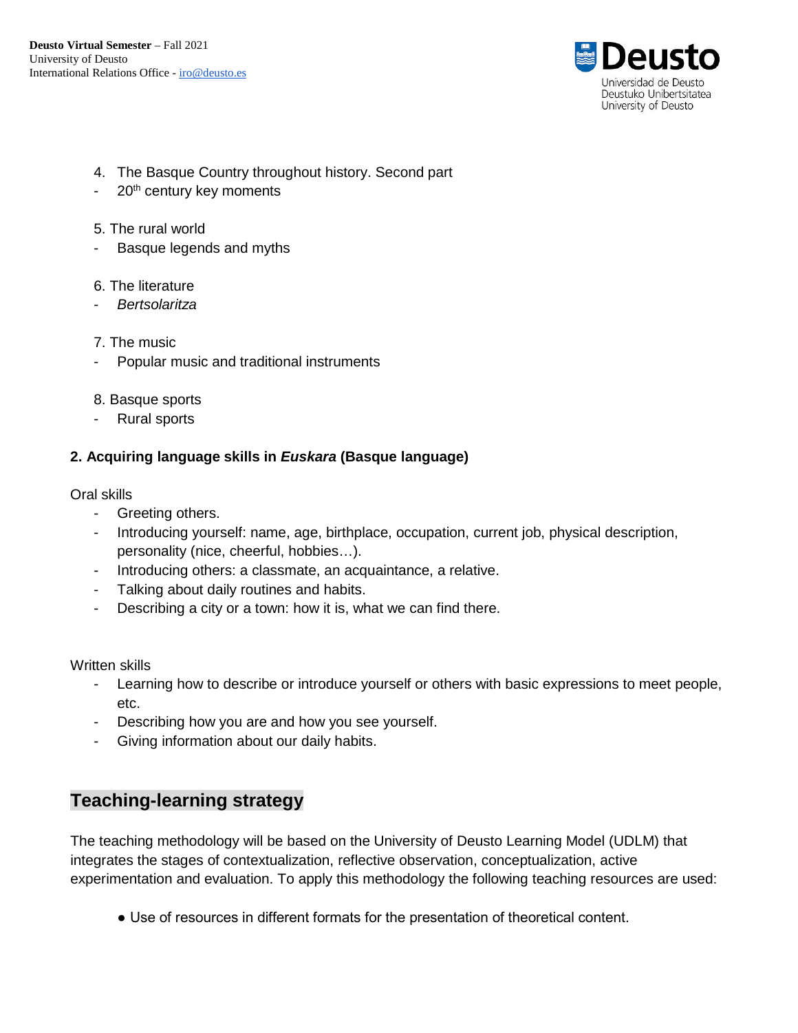4. The Basque Country throughout history. Second part
   - 20th century key moments

5. The rural world
   - Basque legends and myths

6. The literature
   - *Bertsolaritza*

7. The music
   - Popular music and traditional instruments

8. Basque sports
   - Rural sports

**2. Acquiring language skills in *Euskara* (Basque language)**

Oral skills

- Greeting others.
- Introducing yourself: name, age, birthplace, occupation, current job, physical description, personality (nice, cheerful, hobbies…).
- Introducing others: a classmate, an acquaintance, a relative.
- Talking about daily routines and habits.
- Describing a city or a town: how it is, what we can find there.

Written skills

- Learning how to describe or introduce yourself or others with basic expressions to meet people, etc.
- Describing how you are and how you see yourself.
- Giving information about our daily habits.

## Teaching-learning strategy

The teaching methodology will be based on the University of Deusto Learning Model (UDLM) that integrates the stages of contextualization, reflective observation, conceptualization, active experimentation and evaluation. To apply this methodology the following teaching resources are used:

- Use of resources in different formats for the presentation of theoretical content.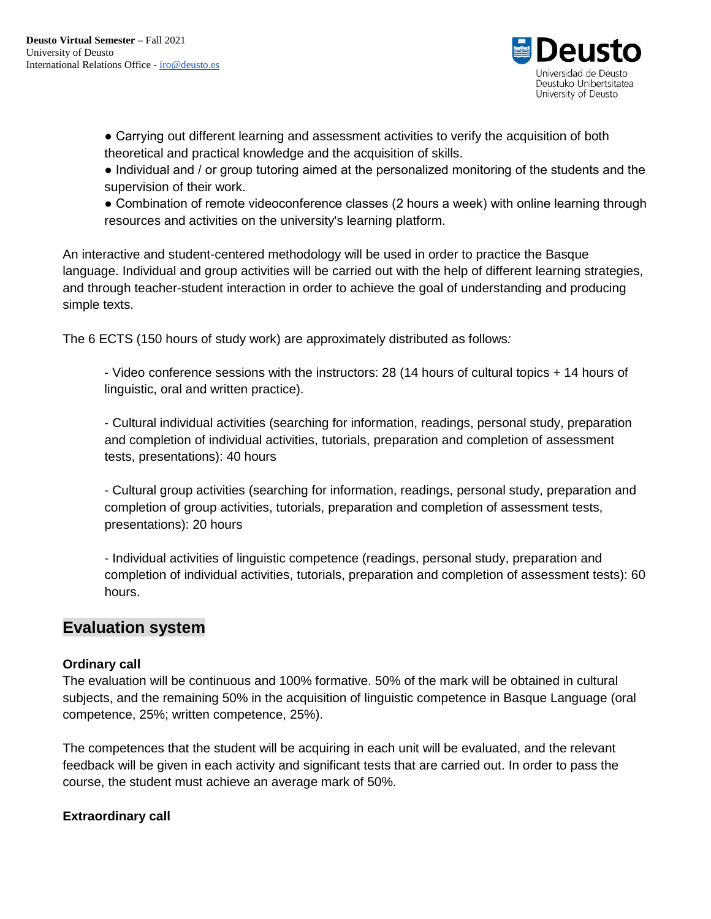- Carrying out different learning and assessment activities to verify the acquisition of both theoretical and practical knowledge and the acquisition of skills.
- Individual and / or group tutoring aimed at the personalized monitoring of the students and the supervision of their work.
- Combination of remote videoconference classes (2 hours a week) with online learning through resources and activities on the university's learning platform.

An interactive and student-centered methodology will be used in order to practice the Basque language. Individual and group activities will be carried out with the help of different learning strategies, and through teacher-student interaction in order to achieve the goal of understanding and producing simple texts.

The 6 ECTS (150 hours of study work) are approximately distributed as follows*:*

- Video conference sessions with the instructors: 28 (14 hours of cultural topics + 14 hours of linguistic, oral and written practice).

- Cultural individual activities (searching for information, readings, personal study, preparation and completion of individual activities, tutorials, preparation and completion of assessment tests, presentations): 40 hours

- Cultural group activities (searching for information, readings, personal study, preparation and completion of group activities, tutorials, preparation and completion of assessment tests, presentations): 20 hours

- Individual activities of linguistic competence (readings, personal study, preparation and completion of individual activities, tutorials, preparation and completion of assessment tests): 60 hours.

## Evaluation system

**Ordinary call**

The evaluation will be continuous and 100% formative. 50% of the mark will be obtained in cultural subjects, and the remaining 50% in the acquisition of linguistic competence in Basque Language (oral competence, 25%; written competence, 25%).

The competences that the student will be acquiring in each unit will be evaluated, and the relevant feedback will be given in each activity and significant tests that are carried out. In order to pass the course, the student must achieve an average mark of 50%.

**Extraordinary call**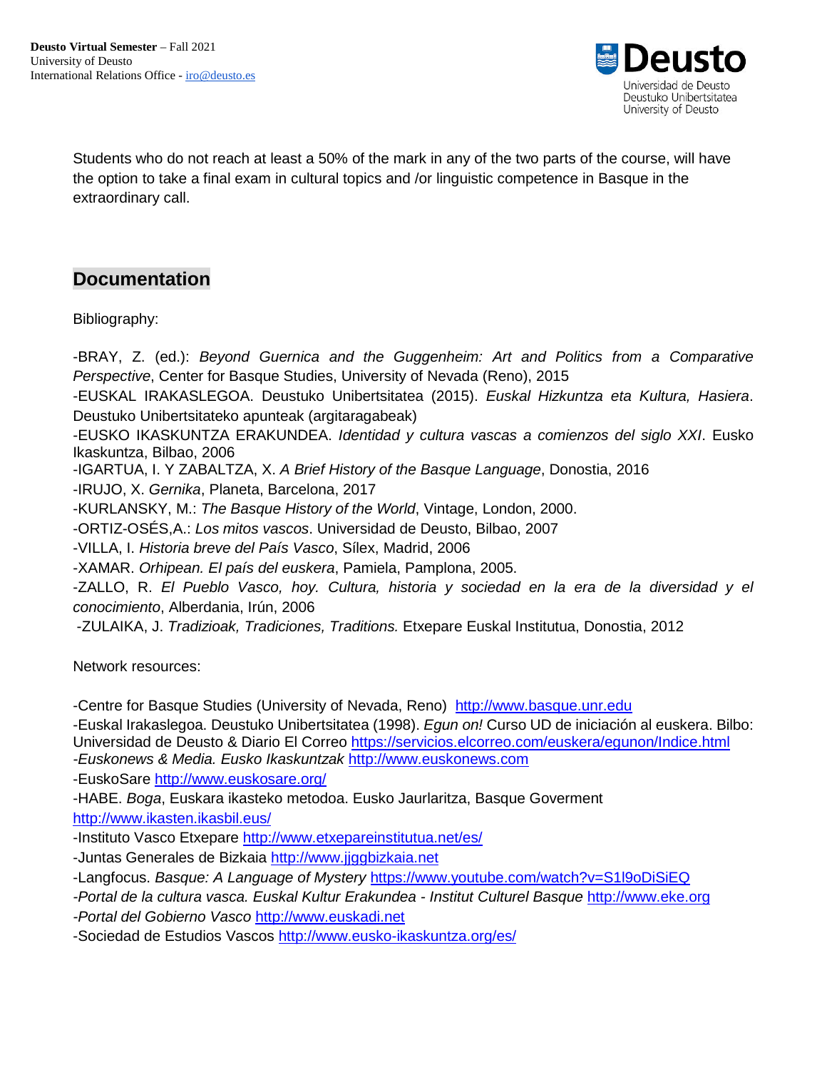Students who do not reach at least a 50% of the mark in any of the two parts of the course, will have the option to take a final exam in cultural topics and /or linguistic competence in Basque in the extraordinary call.

## Documentation

Bibliography:

-BRAY, Z. (ed.): *Beyond Guernica and the Guggenheim: Art and Politics from a Comparative Perspective*, Center for Basque Studies, University of Nevada (Reno), 2015

-EUSKAL IRAKASLEGOA. Deustuko Unibertsitatea (2015). *Euskal Hizkuntza eta Kultura, Hasiera*. Deustuko Unibertsitateko apunteak (argitaragabeak)

-EUSKO IKASKUNTZA ERAKUNDEA. *Identidad y cultura vascas a comienzos del siglo XXI*. Eusko Ikaskuntza, Bilbao, 2006

-IGARTUA, I. Y ZABALTZA, X. *A Brief History of the Basque Language*, Donostia, 2016

-IRUJO, X. *Gernika*, Planeta, Barcelona, 2017

-KURLANSKY, M.: *The Basque History of the World*, Vintage, London, 2000.

-ORTIZ-OSÉS,A.: *Los mitos vascos*. Universidad de Deusto, Bilbao, 2007

-VILLA, I. *Historia breve del País Vasco*, Sílex, Madrid, 2006

-XAMAR. *Orhipean. El país del euskera*, Pamiela, Pamplona, 2005.

-ZALLO, R. *El Pueblo Vasco, hoy. Cultura, historia y sociedad en la era de la diversidad y el conocimiento*, Alberdania, Irún, 2006

-ZULAIKA, J. *Tradizioak, Tradiciones, Traditions.* Etxepare Euskal Institutua, Donostia, 2012

Network resources:

-Centre for Basque Studies (University of Nevada, Reno) http://www.basque.unr.edu

-Euskal Irakaslegoa. Deustuko Unibertsitatea (1998). *Egun on!* Curso UD de iniciación al euskera. Bilbo: Universidad de Deusto & Diario El Correo https://servicios.elcorreo.com/euskera/egunon/Indice.html

-*Euskonews & Media. Eusko Ikaskuntzak* http://www.euskonews.com

-EuskoSare http://www.euskosare.org/

-HABE. *Boga*, Euskara ikasteko metodoa. Eusko Jaurlaritza, Basque Goverment http://www.ikasten.ikasbil.eus/

-Instituto Vasco Etxepare http://www.etxepareinstitutua.net/es/

-Juntas Generales de Bizkaia http://www.jjggbizkaia.net

-Langfocus. *Basque: A Language of Mystery* https://www.youtube.com/watch?v=S1l9oDiSiEQ

-*Portal de la cultura vasca. Euskal Kultur Erakundea - Institut Culturel Basque* http://www.eke.org

-*Portal del Gobierno Vasco* http://www.euskadi.net

-Sociedad de Estudios Vascos http://www.eusko-ikaskuntza.org/es/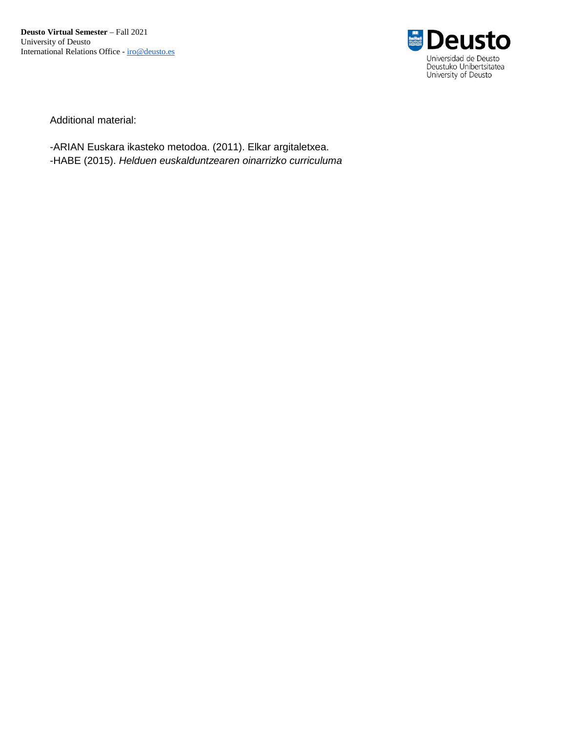Additional material:

-ARIAN Euskara ikasteko metodoa. (2011). Elkar argitaletxea.
-HABE (2015). *Helduen euskalduntzearen oinarrizko curriculuma*